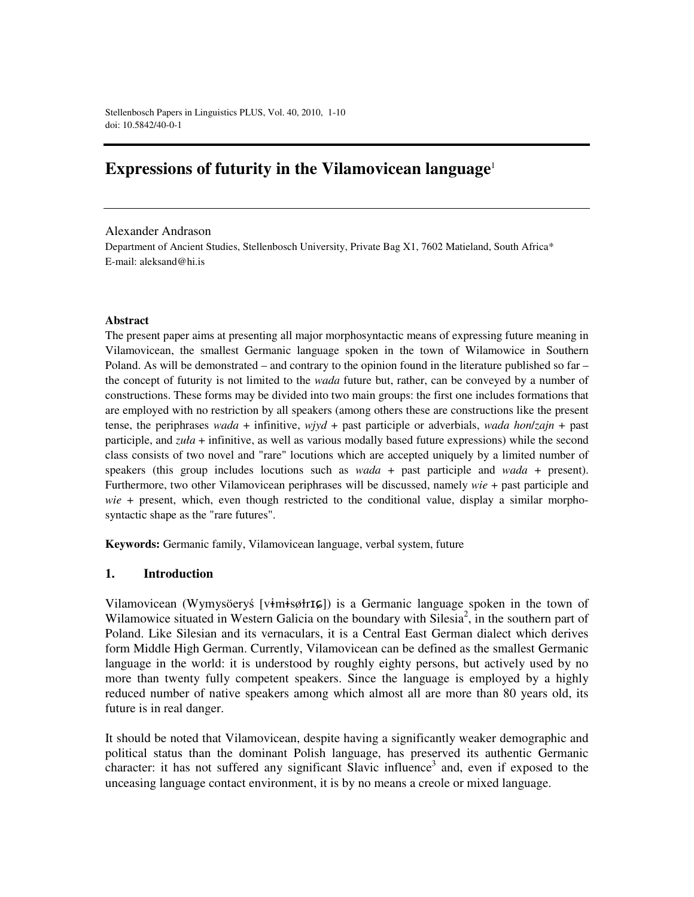Stellenbosch Papers in Linguistics PLUS, Vol. 40, 2010, 1-10
doi: 10.5842/40-0-1

# Expressions of futurity in the Vilamovicean language[1]

Alexander Andrason
Department of Ancient Studies, Stellenbosch University, Private Bag X1, 7602 Matieland, South Africa*
E-mail: aleksand@hi.is

**Abstract**

The present paper aims at presenting all major morphosyntactic means of expressing future meaning in Vilamovicean, the smallest Germanic language spoken in the town of Wilamowice in Southern Poland. As will be demonstrated – and contrary to the opinion found in the literature published so far – the concept of futurity is not limited to the *wada* future but, rather, can be conveyed by a number of constructions. These forms may be divided into two main groups: the first one includes formations that are employed with no restriction by all speakers (among others these are constructions like the present tense, the periphrases *wada* + infinitive, *wjyd* + past participle or adverbials, *wada hon*/*zajn* + past participle, and *zuła* + infinitive, as well as various modally based future expressions) while the second class consists of two novel and "rare" locutions which are accepted uniquely by a limited number of speakers (this group includes locutions such as *wada* + past participle and *wada* + present). Furthermore, two other Vilamovicean periphrases will be discussed, namely *wie* + past participle and *wie* + present, which, even though restricted to the conditional value, display a similar morpho-syntactic shape as the "rare futures".

**Keywords:** Germanic family, Vilamovicean language, verbal system, future

## 1. Introduction

Vilamovicean (Wymysöeryś [vɨmɨsøɫrɪɕ]) is a Germanic language spoken in the town of Wilamowice situated in Western Galicia on the boundary with Silesia[2], in the southern part of Poland. Like Silesian and its vernaculars, it is a Central East German dialect which derives form Middle High German. Currently, Vilamovicean can be defined as the smallest Germanic language in the world: it is understood by roughly eighty persons, but actively used by no more than twenty fully competent speakers. Since the language is employed by a highly reduced number of native speakers among which almost all are more than 80 years old, its future is in real danger.

It should be noted that Vilamovicean, despite having a significantly weaker demographic and political status than the dominant Polish language, has preserved its authentic Germanic character: it has not suffered any significant Slavic influence[3] and, even if exposed to the unceasing language contact environment, it is by no means a creole or mixed language.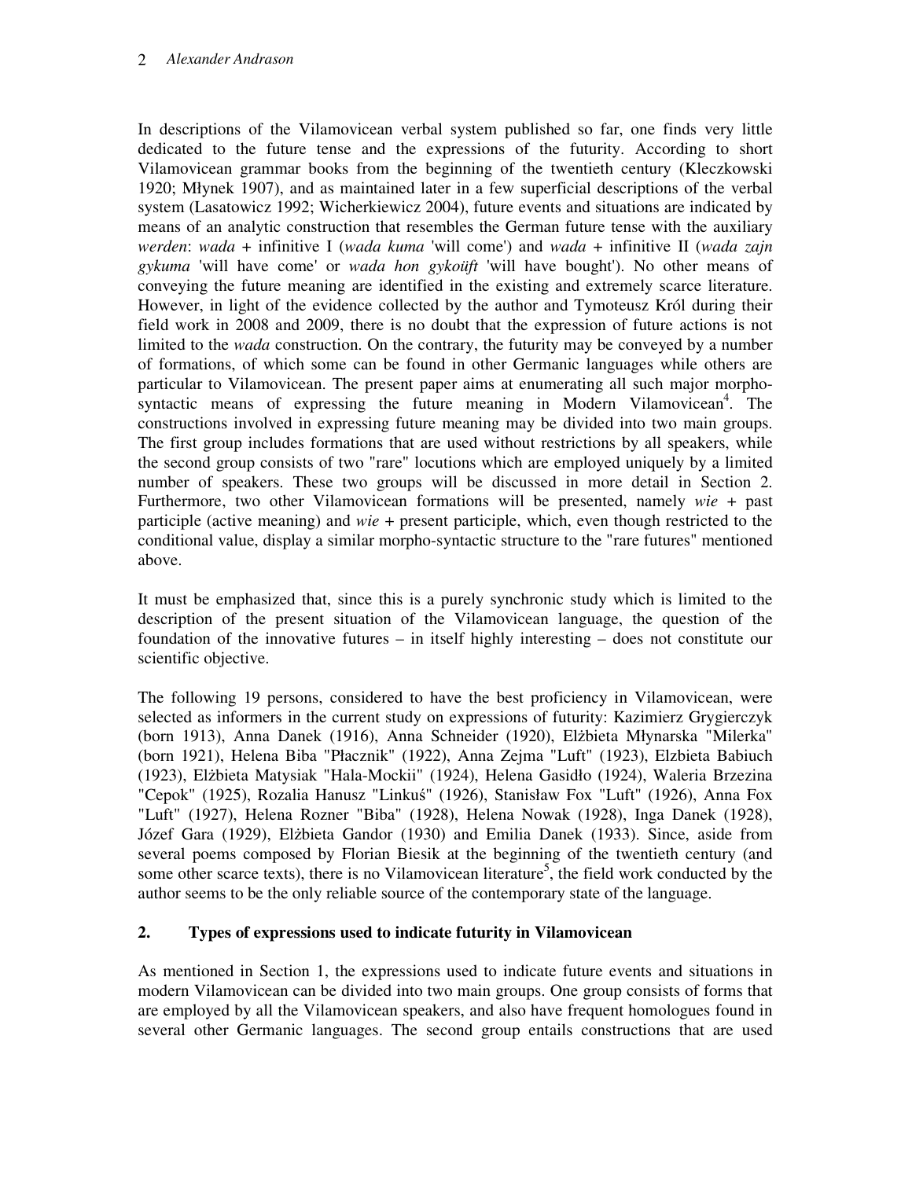In descriptions of the Vilamovicean verbal system published so far, one finds very little dedicated to the future tense and the expressions of the futurity. According to short Vilamovicean grammar books from the beginning of the twentieth century (Kleczkowski 1920; Młynek 1907), and as maintained later in a few superficial descriptions of the verbal system (Lasatowicz 1992; Wicherkiewicz 2004), future events and situations are indicated by means of an analytic construction that resembles the German future tense with the auxiliary *werden*: *wada* + infinitive I (*wada kuma* 'will come') and *wada* + infinitive II (*wada zajn gykuma* 'will have come' or *wada hon gykoüft* 'will have bought'). No other means of conveying the future meaning are identified in the existing and extremely scarce literature. However, in light of the evidence collected by the author and Tymoteusz Król during their field work in 2008 and 2009, there is no doubt that the expression of future actions is not limited to the *wada* construction. On the contrary, the futurity may be conveyed by a number of formations, of which some can be found in other Germanic languages while others are particular to Vilamovicean. The present paper aims at enumerating all such major morpho-syntactic means of expressing the future meaning in Modern Vilamovicean[4]. The constructions involved in expressing future meaning may be divided into two main groups. The first group includes formations that are used without restrictions by all speakers, while the second group consists of two "rare" locutions which are employed uniquely by a limited number of speakers. These two groups will be discussed in more detail in Section 2. Furthermore, two other Vilamovicean formations will be presented, namely *wie* + past participle (active meaning) and *wie* + present participle, which, even though restricted to the conditional value, display a similar morpho-syntactic structure to the "rare futures" mentioned above.

It must be emphasized that, since this is a purely synchronic study which is limited to the description of the present situation of the Vilamovicean language, the question of the foundation of the innovative futures – in itself highly interesting – does not constitute our scientific objective.

The following 19 persons, considered to have the best proficiency in Vilamovicean, were selected as informers in the current study on expressions of futurity: Kazimierz Grygierczyk (born 1913), Anna Danek (1916), Anna Schneider (1920), Elżbieta Młynarska "Milerka" (born 1921), Helena Biba "Płacznik" (1922), Anna Zejma "Luft" (1923), Elzbieta Babiuch (1923), Elżbieta Matysiak "Hala-Mockii" (1924), Helena Gasidło (1924), Waleria Brzezina "Cepok" (1925), Rozalia Hanusz "Linkuś" (1926), Stanisław Fox "Luft" (1926), Anna Fox "Luft" (1927), Helena Rozner "Biba" (1928), Helena Nowak (1928), Inga Danek (1928), Józef Gara (1929), Elżbieta Gandor (1930) and Emilia Danek (1933). Since, aside from several poems composed by Florian Biesik at the beginning of the twentieth century (and some other scarce texts), there is no Vilamovicean literature[5], the field work conducted by the author seems to be the only reliable source of the contemporary state of the language.

## 2. Types of expressions used to indicate futurity in Vilamovicean

As mentioned in Section 1, the expressions used to indicate future events and situations in modern Vilamovicean can be divided into two main groups. One group consists of forms that are employed by all the Vilamovicean speakers, and also have frequent homologues found in several other Germanic languages. The second group entails constructions that are used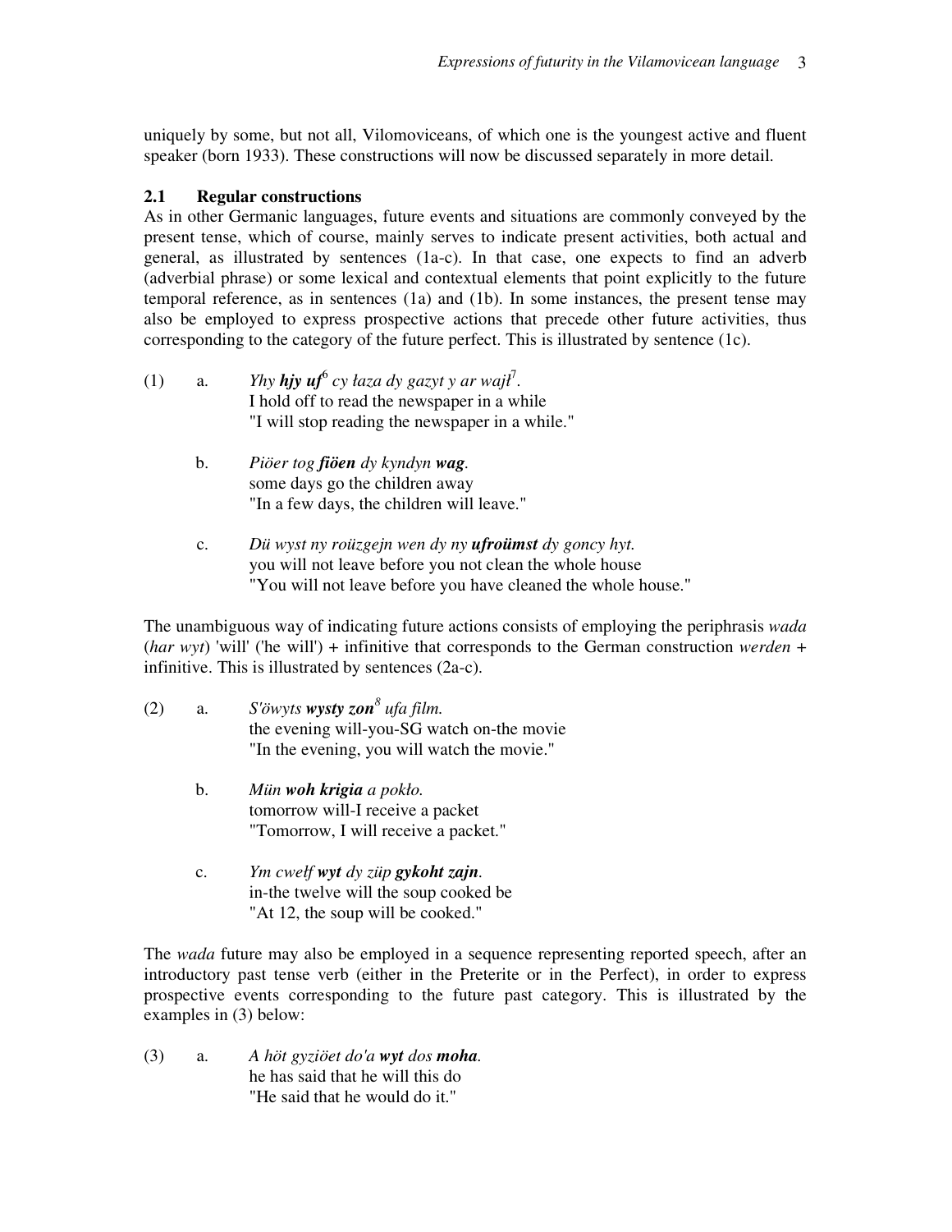uniquely by some, but not all, Vilomoviceans, of which one is the youngest active and fluent speaker (born 1933). These constructions will now be discussed separately in more detail.

### 2.1 Regular constructions

As in other Germanic languages, future events and situations are commonly conveyed by the present tense, which of course, mainly serves to indicate present activities, both actual and general, as illustrated by sentences (1a-c). In that case, one expects to find an adverb (adverbial phrase) or some lexical and contextual elements that point explicitly to the future temporal reference, as in sentences (1a) and (1b). In some instances, the present tense may also be employed to express prospective actions that precede other future activities, thus corresponding to the category of the future perfect. This is illustrated by sentence (1c).

(1) a. *Yhy **hjy uf**[6] cy łaza dy gazyt y ar wajł*[7].
I hold off to read the newspaper in a while
"I will stop reading the newspaper in a while."

b. *Piöer tog **fiöen** dy kyndyn **wag**.*
some days go the children away
"In a few days, the children will leave."

c. *Dü wyst ny roüzgejn wen dy ny **ufroümst** dy goncy hyt.*
you will not leave before you not clean the whole house
"You will not leave before you have cleaned the whole house."

The unambiguous way of indicating future actions consists of employing the periphrasis *wada* (*har wyt*) 'will' ('he will') + infinitive that corresponds to the German construction *werden* + infinitive. This is illustrated by sentences (2a-c).

(2) a. *S'öwyts **wysty zon**[8] ufa film.*
the evening will-you-SG watch on-the movie
"In the evening, you will watch the movie."

b. *Mün **woh krigia** a pokło.*
tomorrow will-I receive a packet
"Tomorrow, I will receive a packet."

c. *Ym cwełf **wyt** dy züp **gykoht zajn**.*
in-the twelve will the soup cooked be
"At 12, the soup will be cooked."

The *wada* future may also be employed in a sequence representing reported speech, after an introductory past tense verb (either in the Preterite or in the Perfect), in order to express prospective events corresponding to the future past category. This is illustrated by the examples in (3) below:

(3) a. *A höt gyziöet do'a **wyt** dos **moha**.*
he has said that he will this do
"He said that he would do it."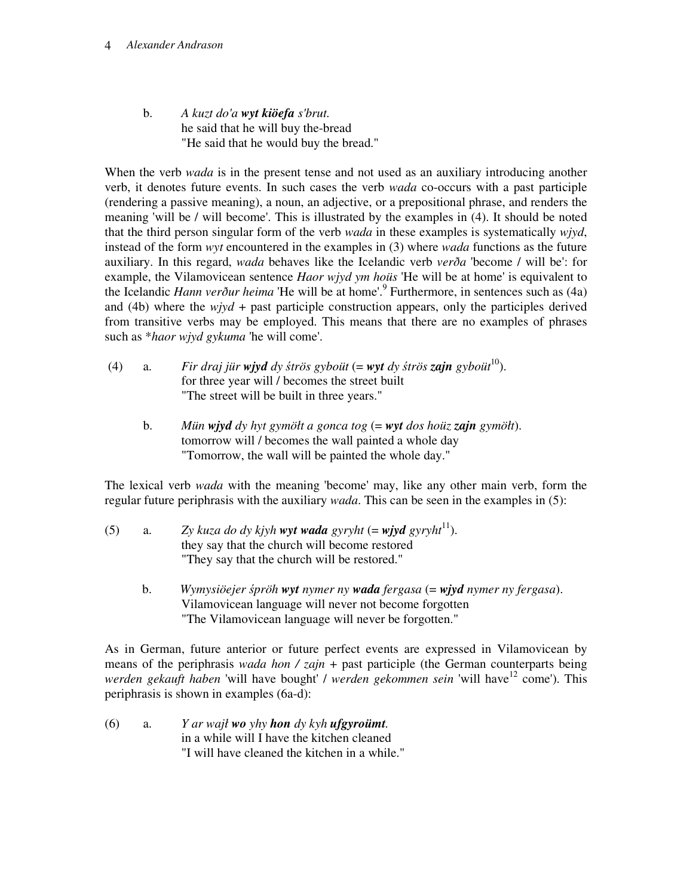b. *A kuzt do'a **wyt kiöefa** s'brut.*
he said that he will buy the-bread
"He said that he would buy the bread."

When the verb *wada* is in the present tense and not used as an auxiliary introducing another verb, it denotes future events. In such cases the verb *wada* co-occurs with a past participle (rendering a passive meaning), a noun, an adjective, or a prepositional phrase, and renders the meaning 'will be / will become'. This is illustrated by the examples in (4). It should be noted that the third person singular form of the verb *wada* in these examples is systematically *wjyd*, instead of the form *wyt* encountered in the examples in (3) where *wada* functions as the future auxiliary. In this regard, *wada* behaves like the Icelandic verb *verða* 'become / will be': for example, the Vilamovicean sentence *Haor wjyd ym hoüs* 'He will be at home' is equivalent to the Icelandic *Hann verður heima* 'He will be at home'.[9] Furthermore, in sentences such as (4a) and (4b) where the *wjyd* + past participle construction appears, only the participles derived from transitive verbs may be employed. This means that there are no examples of phrases such as \**haor wjyd gykuma* 'he will come'.

(4) a. *Fir draj jür **wjyd** dy śtrös gyboüt* (= ***wyt** dy śtrös **zajn** gyboüt*[10]).
for three year will / becomes the street built
"The street will be built in three years."

b. *Mün **wjyd** dy hyt gymöłt a gonca tog* (= ***wyt** dos hoüz **zajn** gymöłt*).
tomorrow will / becomes the wall painted a whole day
"Tomorrow, the wall will be painted the whole day."

The lexical verb *wada* with the meaning 'become' may, like any other main verb, form the regular future periphrasis with the auxiliary *wada*. This can be seen in the examples in (5):

(5) a. *Zy kuza do dy kjyh **wyt wada** gyryht* (= ***wjyd** gyryht*[11]).
they say that the church will become restored
"They say that the church will be restored."

b. *Wymysiöejer śpröh **wyt** nymer ny **wada** fergasa* (= ***wjyd** nymer ny fergasa*).
Vilamovicean language will never not become forgotten
"The Vilamovicean language will never be forgotten."

As in German, future anterior or future perfect events are expressed in Vilamovicean by means of the periphrasis *wada hon / zajn* + past participle (the German counterparts being *werden gekauft haben* 'will have bought' / *werden gekommen sein* 'will have[12] come'). This periphrasis is shown in examples (6a-d):

(6) a. *Y ar wajł **wo** yhy **hon** dy kyh **ufgyroümt**.*
in a while will I have the kitchen cleaned
"I will have cleaned the kitchen in a while."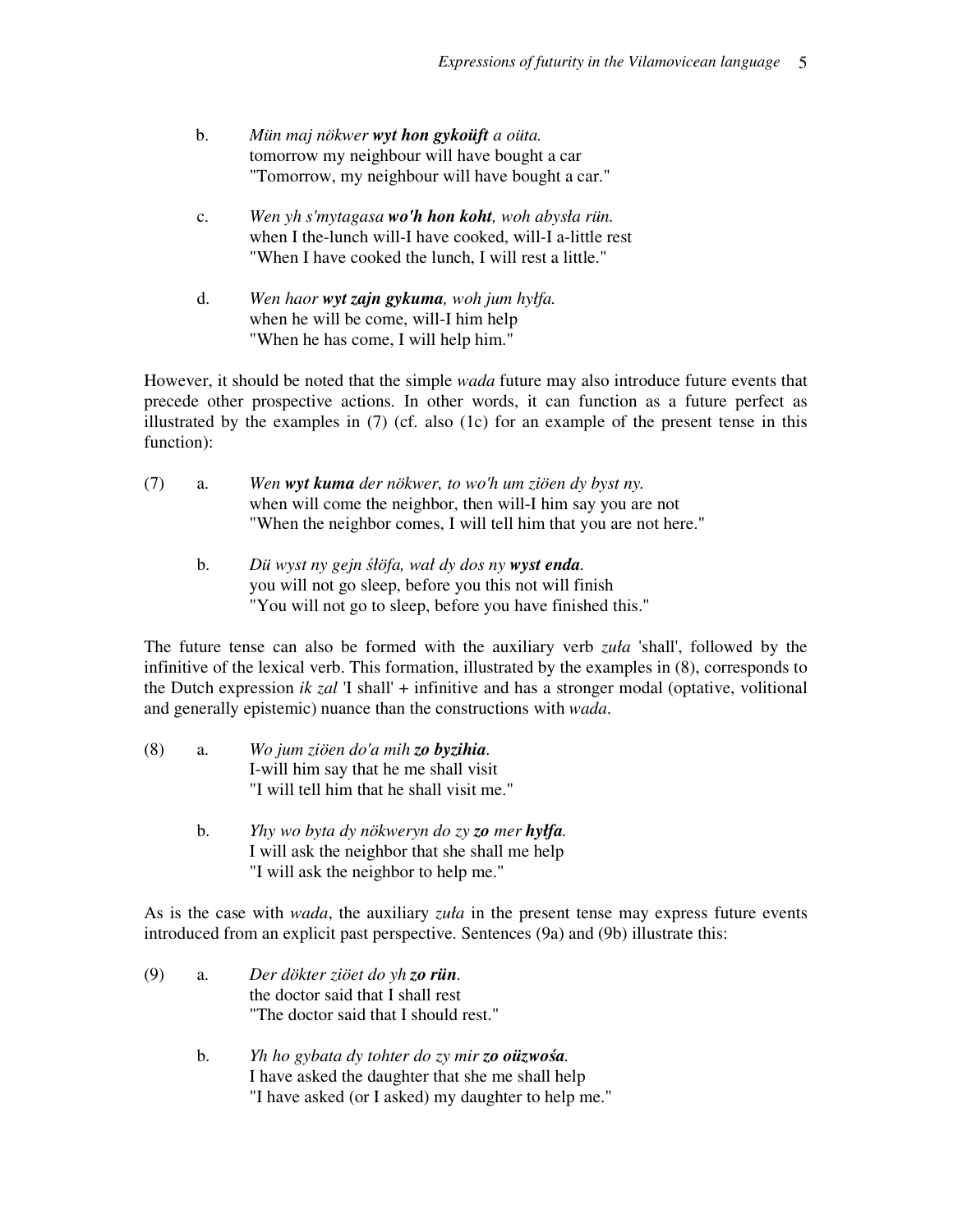b. *Mün maj nökwer **wyt hon gykoüft** a oüta.*
tomorrow my neighbour will have bought a car
"Tomorrow, my neighbour will have bought a car."

c. *Wen yh s'mytagasa **wo'h hon koht**, woh abysła rün.*
when I the-lunch will-I have cooked, will-I a-little rest
"When I have cooked the lunch, I will rest a little."

d. *Wen haor **wyt zajn gykuma**, woh jum hyłfa.*
when he will be come, will-I him help
"When he has come, I will help him."

However, it should be noted that the simple *wada* future may also introduce future events that precede other prospective actions. In other words, it can function as a future perfect as illustrated by the examples in (7) (cf. also (1c) for an example of the present tense in this function):

(7) a. *Wen **wyt kuma** der nökwer, to wo'h um ziöen dy byst ny.*
when will come the neighbor, then will-I him say you are not
"When the neighbor comes, I will tell him that you are not here."

b. *Dü wyst ny gejn śłöfa, wał dy dos ny **wyst enda**.*
you will not go sleep, before you this not will finish
"You will not go to sleep, before you have finished this."

The future tense can also be formed with the auxiliary verb *zuła* 'shall', followed by the infinitive of the lexical verb. This formation, illustrated by the examples in (8), corresponds to the Dutch expression *ik zal* 'I shall' + infinitive and has a stronger modal (optative, volitional and generally epistemic) nuance than the constructions with *wada*.

(8) a. *Wo jum ziöen do'a mih **zo byzihia**.*
I-will him say that he me shall visit
"I will tell him that he shall visit me."

b. *Yhy wo byta dy nökweryn do zy **zo** mer **hyłfa**.*
I will ask the neighbor that she shall me help
"I will ask the neighbor to help me."

As is the case with *wada*, the auxiliary *zuła* in the present tense may express future events introduced from an explicit past perspective. Sentences (9a) and (9b) illustrate this:

(9) a. *Der dökter ziöet do yh **zo rün**.*
the doctor said that I shall rest
"The doctor said that I should rest."

b. *Yh ho gybata dy tohter do zy mir **zo oüzwośa**.*
I have asked the daughter that she me shall help
"I have asked (or I asked) my daughter to help me."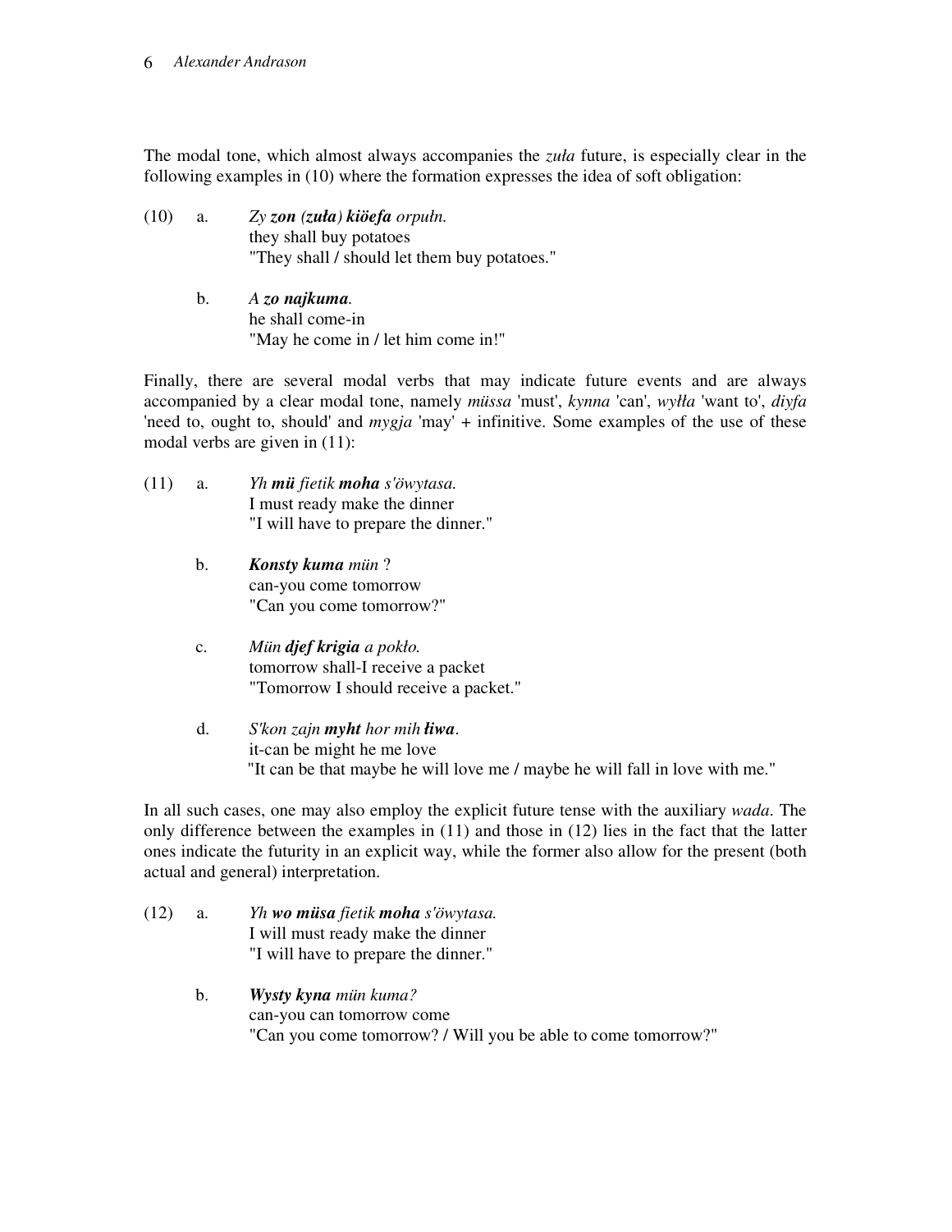The modal tone, which almost always accompanies the *zuła* future, is especially clear in the following examples in (10) where the formation expresses the idea of soft obligation:

(10) a. *Zy* ***zon*** *(**zuła**)* ***kiöefa*** *orpułn.*
they shall buy potatoes
"They shall / should let them buy potatoes."

b. *A* ***zo najkuma****.*
he shall come-in
"May he come in / let him come in!"

Finally, there are several modal verbs that may indicate future events and are always accompanied by a clear modal tone, namely *müssa* 'must', *kynna* 'can', *wyłła* 'want to', *diyfa* 'need to, ought to, should' and *mygja* 'may' + infinitive. Some examples of the use of these modal verbs are given in (11):

(11) a. *Yh* ***mü*** *fietik* ***moha*** *s'öwytasa.*
I must ready make the dinner
"I will have to prepare the dinner."

b. ***Konsty kuma*** *mün* ?
can-you come tomorrow
"Can you come tomorrow?"

c. *Mün* ***djef krigia*** *a pokło.*
tomorrow shall-I receive a packet
"Tomorrow I should receive a packet."

d. *S'kon zajn* ***myht*** *hor mih* ***łiwa****.*
it-can be might he me love
"It can be that maybe he will love me / maybe he will fall in love with me."

In all such cases, one may also employ the explicit future tense with the auxiliary *wada*. The only difference between the examples in (11) and those in (12) lies in the fact that the latter ones indicate the futurity in an explicit way, while the former also allow for the present (both actual and general) interpretation.

(12) a. *Yh* ***wo müsa*** *fietik* ***moha*** *s'öwytasa.*
I will must ready make the dinner
"I will have to prepare the dinner."

b. ***Wysty kyna*** *mün kuma?*
can-you can tomorrow come
"Can you come tomorrow? / Will you be able to come tomorrow?"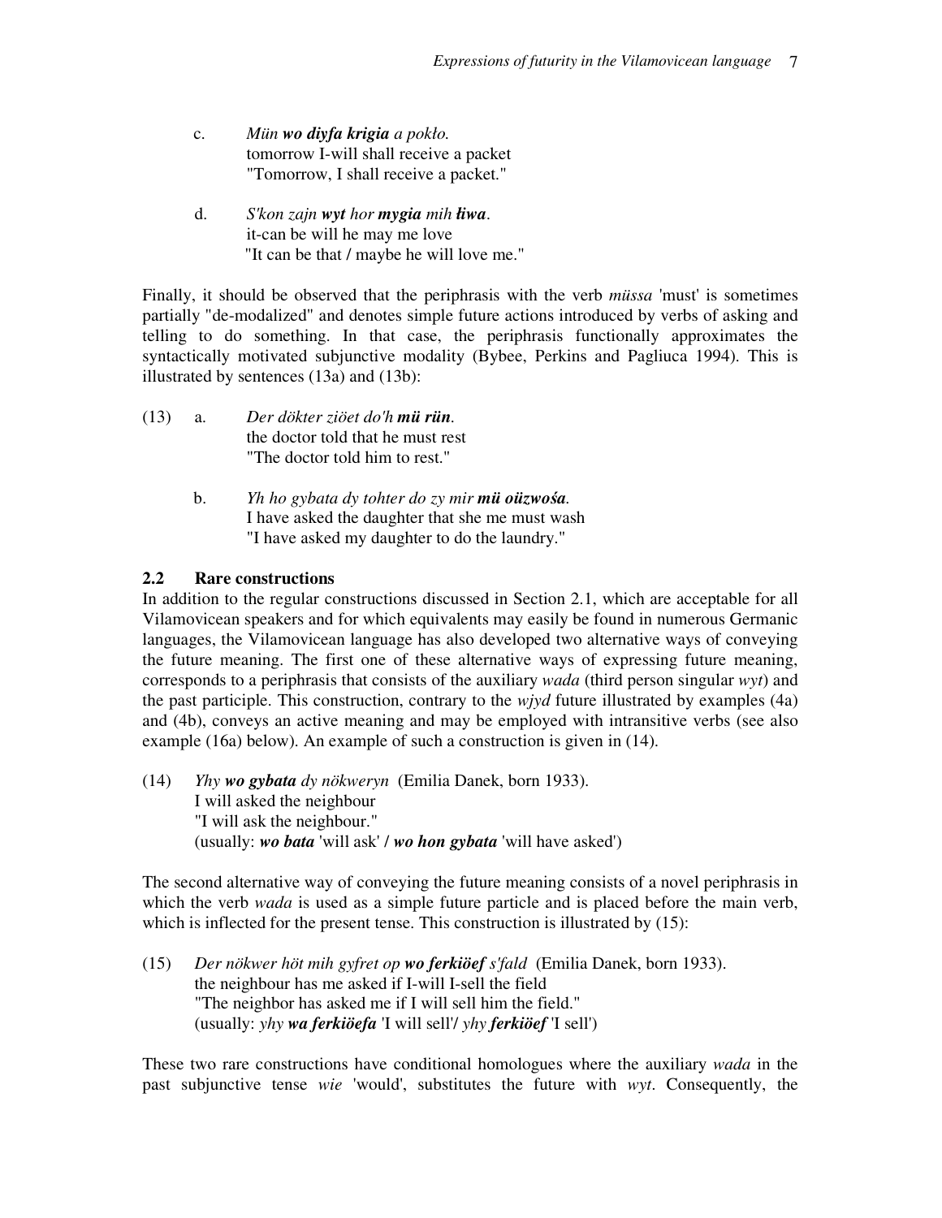c. *Mün **wo diyfa krigia** a pokło.*
tomorrow I-will shall receive a packet
"Tomorrow, I shall receive a packet."

d. *S'kon zajn **wyt** hor **mygia** mih **łiwa**.*
it-can be will he may me love
"It can be that / maybe he will love me."

Finally, it should be observed that the periphrasis with the verb *müssa* 'must' is sometimes partially "de-modalized" and denotes simple future actions introduced by verbs of asking and telling to do something. In that case, the periphrasis functionally approximates the syntactically motivated subjunctive modality (Bybee, Perkins and Pagliuca 1994). This is illustrated by sentences (13a) and (13b):

(13) a. *Der dökter ziöet do'h **mü rün**.*
the doctor told that he must rest
"The doctor told him to rest."

b. *Yh ho gybata dy tohter do zy mir **mü oüzwośa**.*
I have asked the daughter that she me must wash
"I have asked my daughter to do the laundry."

### 2.2 Rare constructions

In addition to the regular constructions discussed in Section 2.1, which are acceptable for all Vilamovicean speakers and for which equivalents may easily be found in numerous Germanic languages, the Vilamovicean language has also developed two alternative ways of conveying the future meaning. The first one of these alternative ways of expressing future meaning, corresponds to a periphrasis that consists of the auxiliary *wada* (third person singular *wyt*) and the past participle. This construction, contrary to the *wjyd* future illustrated by examples (4a) and (4b), conveys an active meaning and may be employed with intransitive verbs (see also example (16a) below). An example of such a construction is given in (14).

(14) *Yhy **wo gybata** dy nökweryn* (Emilia Danek, born 1933).
I will asked the neighbour
"I will ask the neighbour."
(usually: ***wo bata*** 'will ask' / ***wo hon gybata*** 'will have asked')

The second alternative way of conveying the future meaning consists of a novel periphrasis in which the verb *wada* is used as a simple future particle and is placed before the main verb, which is inflected for the present tense. This construction is illustrated by (15):

(15) *Der nökwer höt mih gyfret op **wo ferkiöef** s'fald* (Emilia Danek, born 1933).
the neighbour has me asked if I-will I-sell the field
"The neighbor has asked me if I will sell him the field."
(usually: *yhy **wa ferkiöefa*** 'I will sell'/ *yhy **ferkiöef*** 'I sell')

These two rare constructions have conditional homologues where the auxiliary *wada* in the past subjunctive tense *wie* 'would', substitutes the future with *wyt*. Consequently, the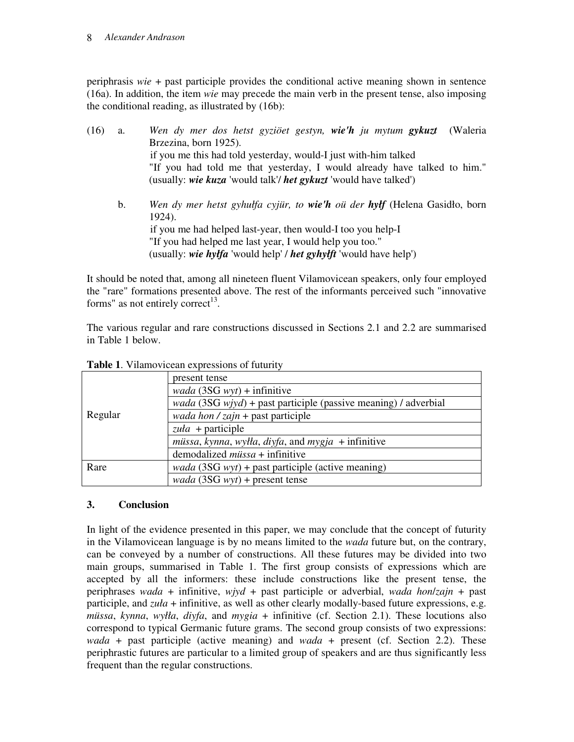periphrasis *wie* + past participle provides the conditional active meaning shown in sentence (16a). In addition, the item *wie* may precede the main verb in the present tense, also imposing the conditional reading, as illustrated by (16b):

(16) a. *Wen dy mer dos hetst gyziöet gestyn,* ***wie'h*** *ju mytum* ***gykuzt*** (Waleria Brzezina, born 1925).
if you me this had told yesterday, would-I just with-him talked
"If you had told me that yesterday, I would already have talked to him."
(usually: ***wie kuza*** 'would talk'/ ***het gykuzt*** 'would have talked')

b. *Wen dy mer hetst gyhułfa cyjür, to* ***wie'h*** *oü der* ***hyłf*** (Helena Gasidło, born 1924).
if you me had helped last-year, then would-I too you help-I
"If you had helped me last year, I would help you too."
(usually: ***wie hyłfa*** 'would help' / ***het gyhyłft*** 'would have help')

It should be noted that, among all nineteen fluent Vilamovicean speakers, only four employed the "rare" formations presented above. The rest of the informants perceived such "innovative forms" as not entirely correct[13].

The various regular and rare constructions discussed in Sections 2.1 and 2.2 are summarised in Table 1 below.

**Table 1**. Vilamovicean expressions of futurity

| | |
|---|---|
| Regular | present tense |
| | *wada* (3SG *wyt*) + infinitive |
| | *wada* (3SG *wjyd*) + past participle (passive meaning) / adverbial |
| | *wada hon / zajn* + past participle |
| | *zuła* + participle |
| | *müssa*, *kynna*, *wyłła*, *diyfa*, and *mygja* + infinitive |
| | demodalized *müssa* + infinitive |
| Rare | *wada* (3SG *wyt*) + past participle (active meaning) |
| | *wada* (3SG *wyt*) + present tense |

## 3. Conclusion

In light of the evidence presented in this paper, we may conclude that the concept of futurity in the Vilamovicean language is by no means limited to the *wada* future but, on the contrary, can be conveyed by a number of constructions. All these futures may be divided into two main groups, summarised in Table 1. The first group consists of expressions which are accepted by all the informers: these include constructions like the present tense, the periphrases *wada* + infinitive, *wjyd* + past participle or adverbial, *wada hon*/*zajn* + past participle, and *zuła* + infinitive, as well as other clearly modally-based future expressions, e.g. *müssa*, *kynna*, *wyłła*, *diyfa*, and *mygia* + infinitive (cf. Section 2.1). These locutions also correspond to typical Germanic future grams. The second group consists of two expressions: *wada* + past participle (active meaning) and *wada* + present (cf. Section 2.2). These periphrastic futures are particular to a limited group of speakers and are thus significantly less frequent than the regular constructions.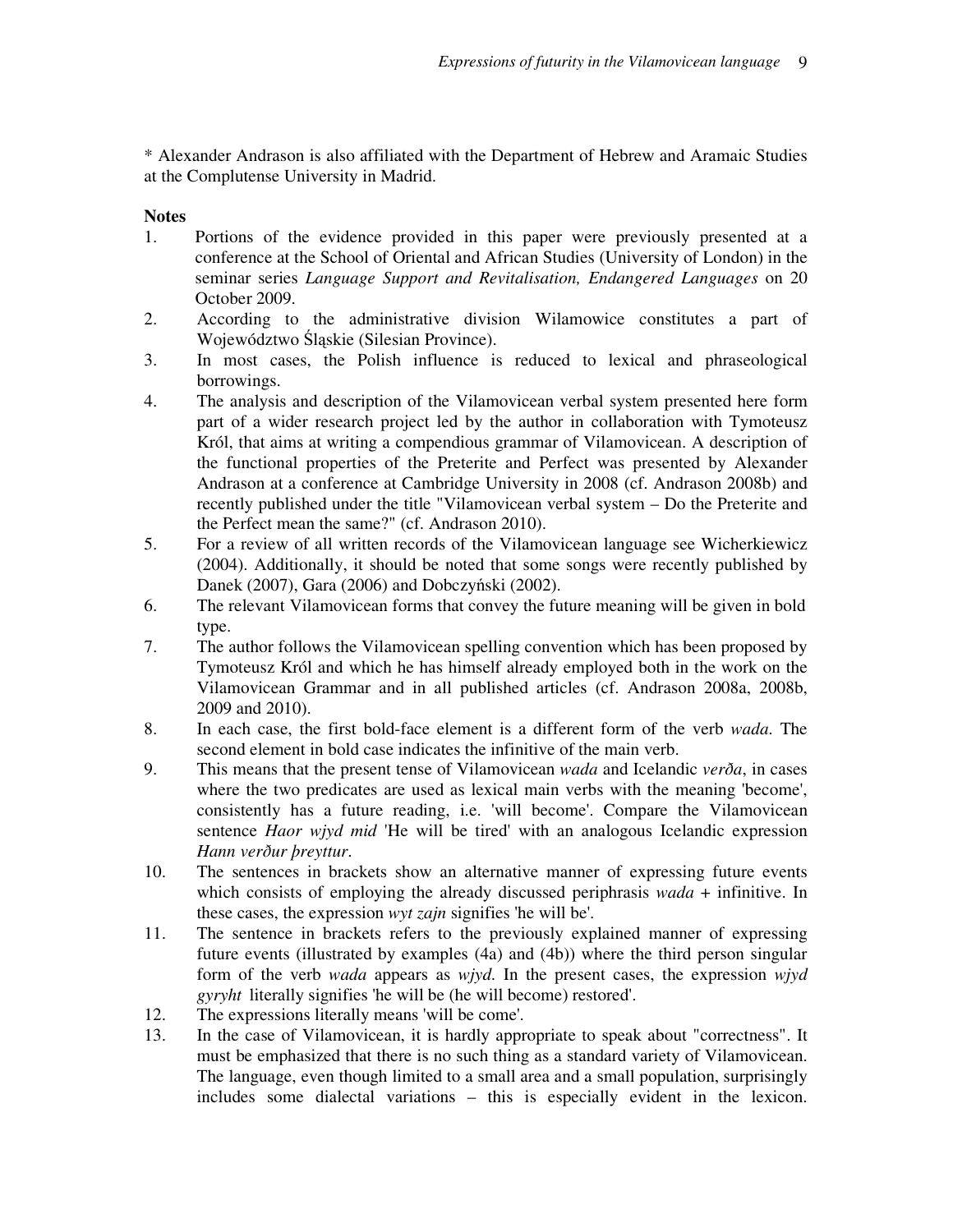\* Alexander Andrason is also affiliated with the Department of Hebrew and Aramaic Studies at the Complutense University in Madrid.

**Notes**

1. Portions of the evidence provided in this paper were previously presented at a conference at the School of Oriental and African Studies (University of London) in the seminar series *Language Support and Revitalisation, Endangered Languages* on 20 October 2009.
2. According to the administrative division Wilamowice constitutes a part of Województwo Śląskie (Silesian Province).
3. In most cases, the Polish influence is reduced to lexical and phraseological borrowings.
4. The analysis and description of the Vilamovicean verbal system presented here form part of a wider research project led by the author in collaboration with Tymoteusz Król, that aims at writing a compendious grammar of Vilamovicean. A description of the functional properties of the Preterite and Perfect was presented by Alexander Andrason at a conference at Cambridge University in 2008 (cf. Andrason 2008b) and recently published under the title "Vilamovicean verbal system – Do the Preterite and the Perfect mean the same?" (cf. Andrason 2010).
5. For a review of all written records of the Vilamovicean language see Wicherkiewicz (2004). Additionally, it should be noted that some songs were recently published by Danek (2007), Gara (2006) and Dobczyński (2002).
6. The relevant Vilamovicean forms that convey the future meaning will be given in bold type.
7. The author follows the Vilamovicean spelling convention which has been proposed by Tymoteusz Król and which he has himself already employed both in the work on the Vilamovicean Grammar and in all published articles (cf. Andrason 2008a, 2008b, 2009 and 2010).
8. In each case, the first bold-face element is a different form of the verb *wada*. The second element in bold case indicates the infinitive of the main verb.
9. This means that the present tense of Vilamovicean *wada* and Icelandic *verða*, in cases where the two predicates are used as lexical main verbs with the meaning 'become', consistently has a future reading, i.e. 'will become'. Compare the Vilamovicean sentence *Haor wjyd mid* 'He will be tired' with an analogous Icelandic expression *Hann verður þreyttur*.
10. The sentences in brackets show an alternative manner of expressing future events which consists of employing the already discussed periphrasis *wada* + infinitive. In these cases, the expression *wyt zajn* signifies 'he will be'.
11. The sentence in brackets refers to the previously explained manner of expressing future events (illustrated by examples (4a) and (4b)) where the third person singular form of the verb *wada* appears as *wjyd*. In the present cases, the expression *wjyd gyryht* literally signifies 'he will be (he will become) restored'.
12. The expressions literally means 'will be come'.
13. In the case of Vilamovicean, it is hardly appropriate to speak about "correctness". It must be emphasized that there is no such thing as a standard variety of Vilamovicean. The language, even though limited to a small area and a small population, surprisingly includes some dialectal variations – this is especially evident in the lexicon.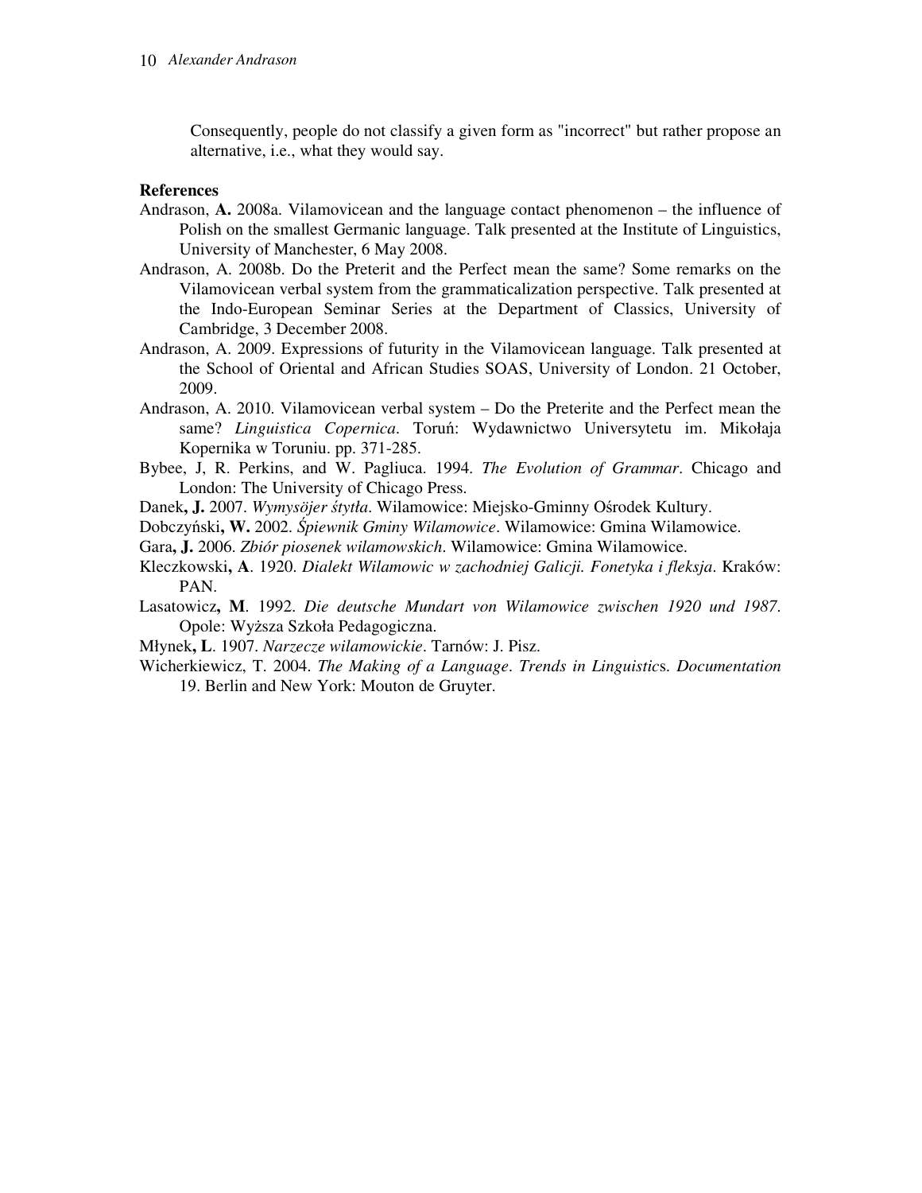Consequently, people do not classify a given form as "incorrect" but rather propose an alternative, i.e., what they would say.

**References**

Andrason, **A.** 2008a. Vilamovicean and the language contact phenomenon – the influence of Polish on the smallest Germanic language. Talk presented at the Institute of Linguistics, University of Manchester, 6 May 2008.

Andrason, A. 2008b. Do the Preterit and the Perfect mean the same? Some remarks on the Vilamovicean verbal system from the grammaticalization perspective. Talk presented at the Indo-European Seminar Series at the Department of Classics, University of Cambridge, 3 December 2008.

Andrason, A. 2009. Expressions of futurity in the Vilamovicean language. Talk presented at the School of Oriental and African Studies SOAS, University of London. 21 October, 2009.

Andrason, A. 2010. Vilamovicean verbal system – Do the Preterite and the Perfect mean the same? *Linguistica Copernica*. Toruń: Wydawnictwo Universytetu im. Mikołaja Kopernika w Toruniu. pp. 371-285.

Bybee, J, R. Perkins, and W. Pagliuca. 1994. *The Evolution of Grammar*. Chicago and London: The University of Chicago Press.

Danek**, J.** 2007. *Wymysöjer śtytła*. Wilamowice: Miejsko-Gminny Ośrodek Kultury.

Dobczyński**, W.** 2002. *Śpiewnik Gminy Wilamowice*. Wilamowice: Gmina Wilamowice.

Gara**, J.** 2006. *Zbiór piosenek wilamowskich*. Wilamowice: Gmina Wilamowice.

Kleczkowski**, A**. 1920. *Dialekt Wilamowic w zachodniej Galicji. Fonetyka i fleksja*. Kraków: PAN.

Lasatowicz**, M**. 1992. *Die deutsche Mundart von Wilamowice zwischen 1920 und 1987*. Opole: Wyższa Szkoła Pedagogiczna.

Młynek**, L**. 1907. *Narzecze wilamowickie*. Tarnów: J. Pisz.

Wicherkiewicz, T. 2004. *The Making of a Language*. *Trends in Linguistic*s. *Documentation* 19. Berlin and New York: Mouton de Gruyter.